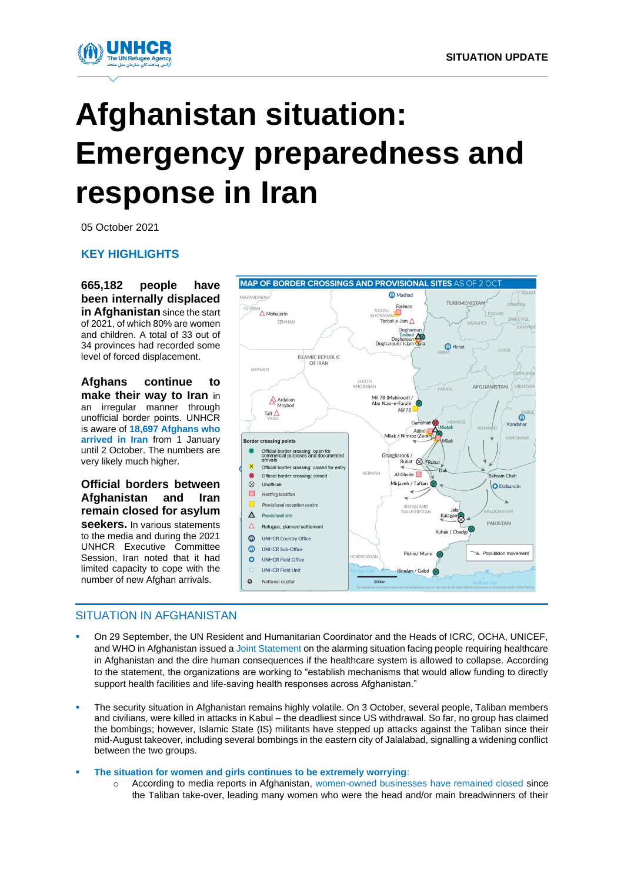# Afghanistan situation: Emergency preparedness and response in Iran

05 October 2021

## KEY HIGHLIGHTS

**665,182 people have been internally displaced in Afghanistan** since the start of 2021, of which 80% are women and children. A total of 33 out of 34 provinces had recorded some level of forced displacement.

**Afghans continue to make their way to Iran** in an irregular manner through unofficial border points. UNHCR is aware of **18,697 Afghans who arrived in Iran** from 1 January until 2 October. The numbers are very likely much higher.

**Official borders between Afghanistan and Iran remain closed for asylum seekers.** In various statements to the media and during the 2021 UNHCR Executive Committee Session, Iran noted that it had limited capacity to cope with the number of new Afghan arrivals.

**MAP OF BORDER CROSSINGS AND PROVISIONAL SITES AS OF 2 OCT**

## SITUATION IN AFGHANISTAN

- On 29 September, the UN Resident and Humanitarian Coordinator and the Heads of ICRC, OCHA, UNICEF, and WHO in Afghanistan issued a Joint Statement on the alarming situation facing people requiring healthcare in Afghanistan and the dire human consequences if the healthcare system is allowed to collapse. According to the statement, the organizations are working to "establish mechanisms that would allow funding to directly support health facilities and life-saving health responses across Afghanistan."
- The security situation in Afghanistan remains highly volatile. On 3 October, several people, Taliban members and civilians, were killed in attacks in Kabul – the deadliest since US withdrawal. So far, no group has claimed the bombings; however, Islamic State (IS) militants have stepped up attacks against the Taliban since their mid-August takeover, including several bombings in the eastern city of Jalalabad, signalling a widening conflict between the two groups.
- **The situation for women and girls continues to be extremely worrying**:
  - According to media reports in Afghanistan, women-owned businesses have remained closed since the Taliban take-over, leading many women who were the head and/or main breadwinners of their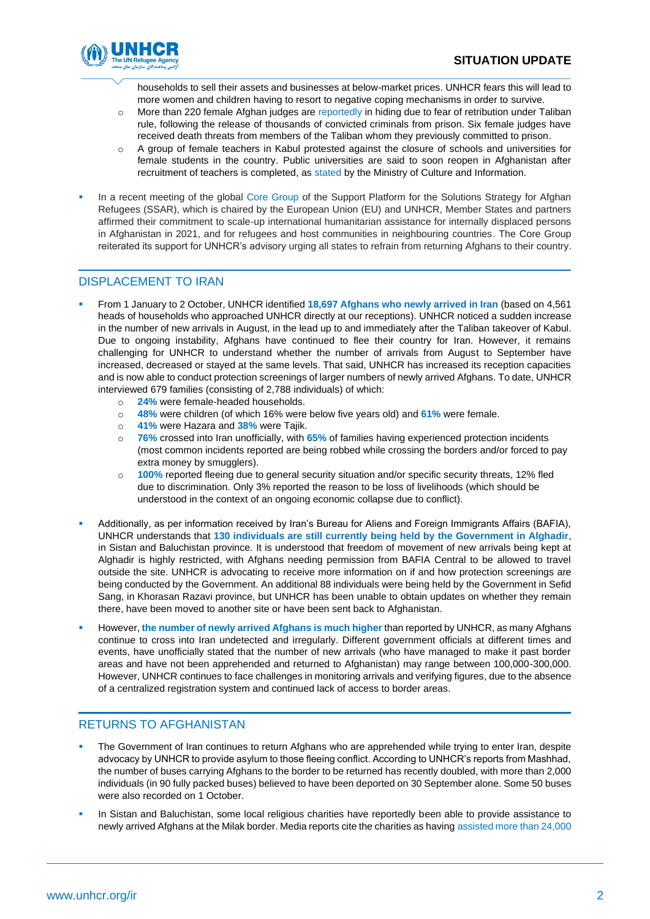households to sell their assets and businesses at below-market prices. UNHCR fears this will lead to more women and children having to resort to negative coping mechanisms in order to survive.
  - More than 220 female Afghan judges are reportedly in hiding due to fear of retribution under Taliban rule, following the release of thousands of convicted criminals from prison. Six female judges have received death threats from members of the Taliban whom they previously committed to prison.
  - A group of female teachers in Kabul protested against the closure of schools and universities for female students in the country. Public universities are said to soon reopen in Afghanistan after recruitment of teachers is completed, as stated by the Ministry of Culture and Information.

- In a recent meeting of the global Core Group of the Support Platform for the Solutions Strategy for Afghan Refugees (SSAR), which is chaired by the European Union (EU) and UNHCR, Member States and partners affirmed their commitment to scale-up international humanitarian assistance for internally displaced persons in Afghanistan in 2021, and for refugees and host communities in neighbouring countries. The Core Group reiterated its support for UNHCR's advisory urging all states to refrain from returning Afghans to their country.

## DISPLACEMENT TO IRAN

- From 1 January to 2 October, UNHCR identified **18,697 Afghans who newly arrived in Iran** (based on 4,561 heads of households who approached UNHCR directly at our receptions). UNHCR noticed a sudden increase in the number of new arrivals in August, in the lead up to and immediately after the Taliban takeover of Kabul. Due to ongoing instability, Afghans have continued to flee their country for Iran. However, it remains challenging for UNHCR to understand whether the number of arrivals from August to September have increased, decreased or stayed at the same levels. That said, UNHCR has increased its reception capacities and is now able to conduct protection screenings of larger numbers of newly arrived Afghans. To date, UNHCR interviewed 679 families (consisting of 2,788 individuals) of which:
  - **24%** were female-headed households.
  - **48%** were children (of which 16% were below five years old) and **61%** were female.
  - **41%** were Hazara and **38%** were Tajik.
  - **76%** crossed into Iran unofficially, with **65%** of families having experienced protection incidents (most common incidents reported are being robbed while crossing the borders and/or forced to pay extra money by smugglers).
  - **100%** reported fleeing due to general security situation and/or specific security threats, 12% fled due to discrimination. Only 3% reported the reason to be loss of livelihoods (which should be understood in the context of an ongoing economic collapse due to conflict).

- Additionally, as per information received by Iran's Bureau for Aliens and Foreign Immigrants Affairs (BAFIA), UNHCR understands that **130 individuals are still currently being held by the Government in Alghadir**, in Sistan and Baluchistan province. It is understood that freedom of movement of new arrivals being kept at Alghadir is highly restricted, with Afghans needing permission from BAFIA Central to be allowed to travel outside the site. UNHCR is advocating to receive more information on if and how protection screenings are being conducted by the Government. An additional 88 individuals were being held by the Government in Sefid Sang, in Khorasan Razavi province, but UNHCR has been unable to obtain updates on whether they remain there, have been moved to another site or have been sent back to Afghanistan.

- However, **the number of newly arrived Afghans is much higher** than reported by UNHCR, as many Afghans continue to cross into Iran undetected and irregularly. Different government officials at different times and events, have unofficially stated that the number of new arrivals (who have managed to make it past border areas and have not been apprehended and returned to Afghanistan) may range between 100,000-300,000. However, UNHCR continues to face challenges in monitoring arrivals and verifying figures, due to the absence of a centralized registration system and continued lack of access to border areas.

## RETURNS TO AFGHANISTAN

- The Government of Iran continues to return Afghans who are apprehended while trying to enter Iran, despite advocacy by UNHCR to provide asylum to those fleeing conflict. According to UNHCR's reports from Mashhad, the number of buses carrying Afghans to the border to be returned has recently doubled, with more than 2,000 individuals (in 90 fully packed buses) believed to have been deported on 30 September alone. Some 50 buses were also recorded on 1 October.

- In Sistan and Baluchistan, some local religious charities have reportedly been able to provide assistance to newly arrived Afghans at the Milak border. Media reports cite the charities as having assisted more than 24,000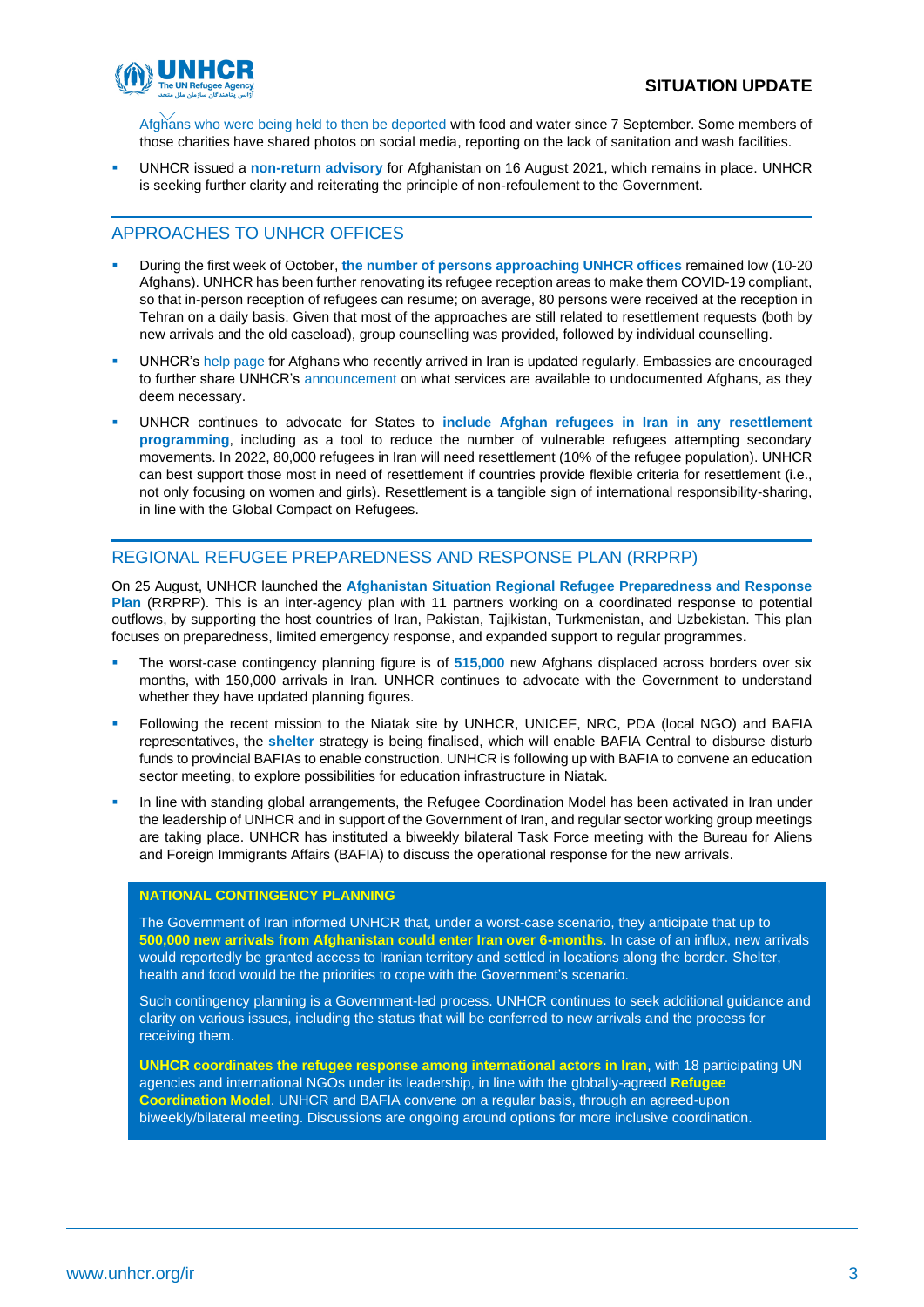Afghans who were being held to then be deported with food and water since 7 September. Some members of those charities have shared photos on social media, reporting on the lack of sanitation and wash facilities.

- UNHCR issued a **non-return advisory** for Afghanistan on 16 August 2021, which remains in place. UNHCR is seeking further clarity and reiterating the principle of non-refoulement to the Government.

## APPROACHES TO UNHCR OFFICES

- During the first week of October, **the number of persons approaching UNHCR offices** remained low (10-20 Afghans). UNHCR has been further renovating its refugee reception areas to make them COVID-19 compliant, so that in-person reception of refugees can resume; on average, 80 persons were received at the reception in Tehran on a daily basis. Given that most of the approaches are still related to resettlement requests (both by new arrivals and the old caseload), group counselling was provided, followed by individual counselling.
- UNHCR's help page for Afghans who recently arrived in Iran is updated regularly. Embassies are encouraged to further share UNHCR's announcement on what services are available to undocumented Afghans, as they deem necessary.
- UNHCR continues to advocate for States to **include Afghan refugees in Iran in any resettlement programming**, including as a tool to reduce the number of vulnerable refugees attempting secondary movements. In 2022, 80,000 refugees in Iran will need resettlement (10% of the refugee population). UNHCR can best support those most in need of resettlement if countries provide flexible criteria for resettlement (i.e., not only focusing on women and girls). Resettlement is a tangible sign of international responsibility-sharing, in line with the Global Compact on Refugees.

## REGIONAL REFUGEE PREPAREDNESS AND RESPONSE PLAN (RRPRP)

On 25 August, UNHCR launched the **Afghanistan Situation Regional Refugee Preparedness and Response Plan** (RRPRP). This is an inter-agency plan with 11 partners working on a coordinated response to potential outflows, by supporting the host countries of Iran, Pakistan, Tajikistan, Turkmenistan, and Uzbekistan. This plan focuses on preparedness, limited emergency response, and expanded support to regular programmes**.**

- The worst-case contingency planning figure is of **515,000** new Afghans displaced across borders over six months, with 150,000 arrivals in Iran. UNHCR continues to advocate with the Government to understand whether they have updated planning figures.
- Following the recent mission to the Niatak site by UNHCR, UNICEF, NRC, PDA (local NGO) and BAFIA representatives, the **shelter** strategy is being finalised, which will enable BAFIA Central to disburse disturb funds to provincial BAFIAs to enable construction. UNHCR is following up with BAFIA to convene an education sector meeting, to explore possibilities for education infrastructure in Niatak.
- In line with standing global arrangements, the Refugee Coordination Model has been activated in Iran under the leadership of UNHCR and in support of the Government of Iran, and regular sector working group meetings are taking place. UNHCR has instituted a biweekly bilateral Task Force meeting with the Bureau for Aliens and Foreign Immigrants Affairs (BAFIA) to discuss the operational response for the new arrivals.

### NATIONAL CONTINGENCY PLANNING

The Government of Iran informed UNHCR that, under a worst-case scenario, they anticipate that up to **500,000 new arrivals from Afghanistan could enter Iran over 6-months**. In case of an influx, new arrivals would reportedly be granted access to Iranian territory and settled in locations along the border. Shelter, health and food would be the priorities to cope with the Government's scenario.

Such contingency planning is a Government-led process. UNHCR continues to seek additional guidance and clarity on various issues, including the status that will be conferred to new arrivals and the process for receiving them.

**UNHCR coordinates the refugee response among international actors in Iran**, with 18 participating UN agencies and international NGOs under its leadership, in line with the globally-agreed **Refugee Coordination Model**. UNHCR and BAFIA convene on a regular basis, through an agreed-upon biweekly/bilateral meeting. Discussions are ongoing around options for more inclusive coordination.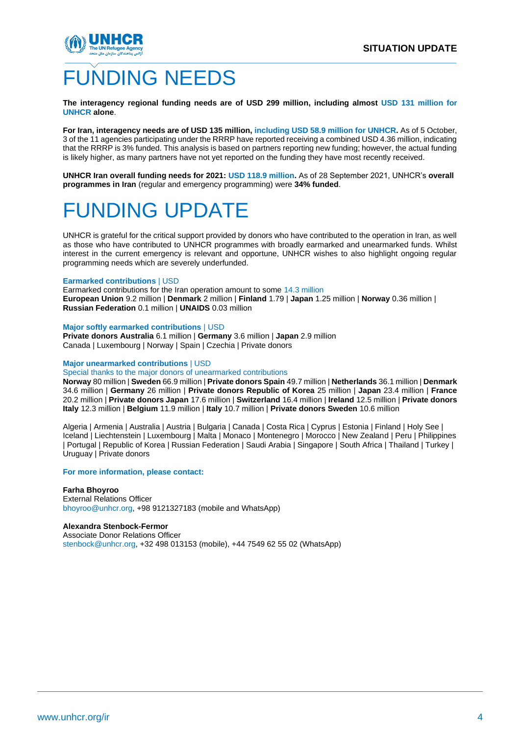# FUNDING NEEDS

**The interagency regional funding needs are of USD 299 million, including almost USD 131 million for UNHCR alone**.

**For Iran, interagency needs are of USD 135 million, including USD 58.9 million for UNHCR.** As of 5 October, 3 of the 11 agencies participating under the RRRP have reported receiving a combined USD 4.36 million, indicating that the RRRP is 3% funded. This analysis is based on partners reporting new funding; however, the actual funding is likely higher, as many partners have not yet reported on the funding they have most recently received.

**UNHCR Iran overall funding needs for 2021: USD 118.9 million.** As of 28 September 2021, UNHCR's **overall programmes in Iran** (regular and emergency programming) were **34% funded**.

# FUNDING UPDATE

UNHCR is grateful for the critical support provided by donors who have contributed to the operation in Iran, as well as those who have contributed to UNHCR programmes with broadly earmarked and unearmarked funds. Whilst interest in the current emergency is relevant and opportune, UNHCR wishes to also highlight ongoing regular programming needs which are severely underfunded.

**Earmarked contributions** | USD

Earmarked contributions for the Iran operation amount to some 14.3 million

**European Union** 9.2 million | **Denmark** 2 million | **Finland** 1.79 | **Japan** 1.25 million | **Norway** 0.36 million | **Russian Federation** 0.1 million | **UNAIDS** 0.03 million

**Major softly earmarked contributions** | USD

**Private donors Australia** 6.1 million | **Germany** 3.6 million | **Japan** 2.9 million

Canada | Luxembourg | Norway | Spain | Czechia | Private donors

**Major unearmarked contributions** | USD

Special thanks to the major donors of unearmarked contributions

**Norway** 80 million | **Sweden** 66.9 million | **Private donors Spain** 49.7 million | **Netherlands** 36.1 million | **Denmark** 34.6 million | **Germany** 26 million | **Private donors Republic of Korea** 25 million | **Japan** 23.4 million | **France** 20.2 million | **Private donors Japan** 17.6 million | **Switzerland** 16.4 million | **Ireland** 12.5 million | **Private donors Italy** 12.3 million | **Belgium** 11.9 million | **Italy** 10.7 million | **Private donors Sweden** 10.6 million

Algeria | Armenia | Australia | Austria | Bulgaria | Canada | Costa Rica | Cyprus | Estonia | Finland | Holy See | Iceland | Liechtenstein | Luxembourg | Malta | Monaco | Montenegro | Morocco | New Zealand | Peru | Philippines | Portugal | Republic of Korea | Russian Federation | Saudi Arabia | Singapore | South Africa | Thailand | Turkey | Uruguay | Private donors

**For more information, please contact:**

**Farha Bhoyroo**
External Relations Officer
bhoyroo@unhcr.org, +98 9121327183 (mobile and WhatsApp)

**Alexandra Stenbock-Fermor**
Associate Donor Relations Officer
stenbock@unhcr.org, +32 498 013153 (mobile), +44 7549 62 55 02 (WhatsApp)